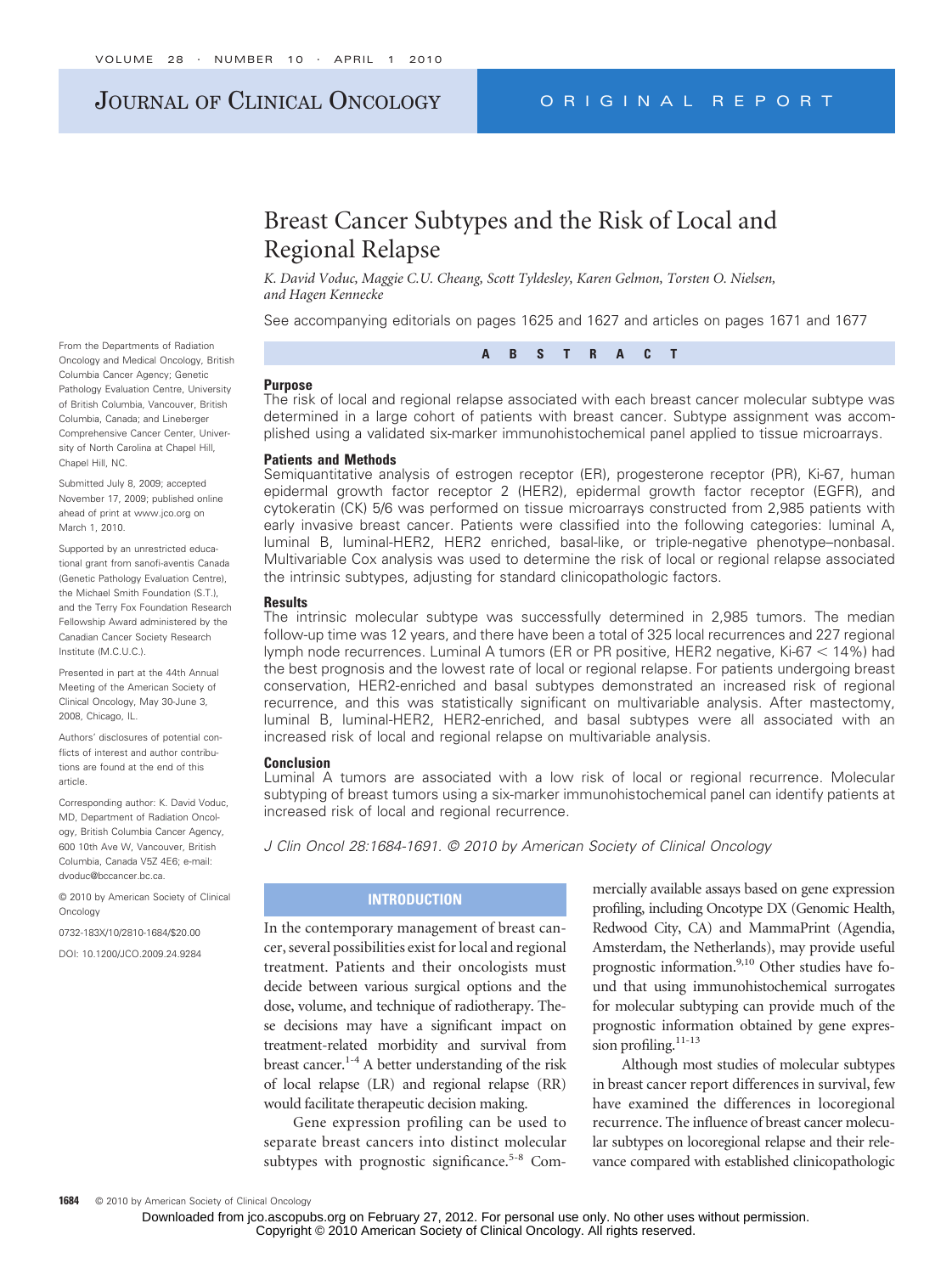# Breast Cancer Subtypes and the Risk of Local and Regional Relapse

*K. David Voduc, Maggie C.U. Cheang, Scott Tyldesley, Karen Gelmon, Torsten O. Nielsen, and Hagen Kennecke*

See accompanying editorials on pages 1625 and 1627 and articles on pages 1671 and 1677

From the Departments of Radiation Oncology and Medical Oncology, British Columbia Cancer Agency; Genetic Pathology Evaluation Centre, University of British Columbia, Vancouver, British Columbia, Canada; and Lineberger Comprehensive Cancer Center, University of North Carolina at Chapel Hill, Chapel Hill, NC.

Submitted July 8, 2009; accepted November 17, 2009; published online ahead of print at www.jco.org on March 1, 2010.

Supported by an unrestricted educational grant from sanofi-aventis Canada (Genetic Pathology Evaluation Centre), the Michael Smith Foundation (S.T.), and the Terry Fox Foundation Research Fellowship Award administered by the Canadian Cancer Society Research Institute (M.C.U.C.).

Presented in part at the 44th Annual Meeting of the American Society of Clinical Oncology, May 30-June 3, 2008, Chicago, IL.

Authors' disclosures of potential conflicts of interest and author contributions are found at the end of this article.

Corresponding author: K. David Voduc, MD, Department of Radiation Oncology, British Columbia Cancer Agency, 600 10th Ave W, Vancouver, British Columbia, Canada V5Z 4E6; e-mail: dvoduc@bccancer.bc.ca.

© 2010 by American Society of Clinical Oncology

0732-183X/10/2810-1684/$20.00

DOI: 10.1200/JCO.2009.24.9284

## ABSTRACT

### Purpose

The risk of local and regional relapse associated with each breast cancer molecular subtype was determined in a large cohort of patients with breast cancer. Subtype assignment was accomplished using a validated six-marker immunohistochemical panel applied to tissue microarrays.

### Patients and Methods

Semiquantitative analysis of estrogen receptor (ER), progesterone receptor (PR), Ki-67, human epidermal growth factor receptor 2 (HER2), epidermal growth factor receptor (EGFR), and cytokeratin (CK) 5/6 was performed on tissue microarrays constructed from 2,985 patients with early invasive breast cancer. Patients were classified into the following categories: luminal A, luminal B, luminal-HER2, HER2 enriched, basal-like, or triple-negative phenotype–nonbasal. Multivariable Cox analysis was used to determine the risk of local or regional relapse associated the intrinsic subtypes, adjusting for standard clinicopathologic factors.

### Results

The intrinsic molecular subtype was successfully determined in 2,985 tumors. The median follow-up time was 12 years, and there have been a total of 325 local recurrences and 227 regional lymph node recurrences. Luminal A tumors (ER or PR positive, HER2 negative, Ki-67 < 14%) had the best prognosis and the lowest rate of local or regional relapse. For patients undergoing breast conservation, HER2-enriched and basal subtypes demonstrated an increased risk of regional recurrence, and this was statistically significant on multivariable analysis. After mastectomy, luminal B, luminal-HER2, HER2-enriched, and basal subtypes were all associated with an increased risk of local and regional relapse on multivariable analysis.

### Conclusion

Luminal A tumors are associated with a low risk of local or regional recurrence. Molecular subtyping of breast tumors using a six-marker immunohistochemical panel can identify patients at increased risk of local and regional recurrence.

*J Clin Oncol 28:1684-1691. © 2010 by American Society of Clinical Oncology*

## INTRODUCTION

In the contemporary management of breast cancer, several possibilities exist for local and regional treatment. Patients and their oncologists must decide between various surgical options and the dose, volume, and technique of radiotherapy. These decisions may have a significant impact on treatment-related morbidity and survival from breast cancer.[1-4] A better understanding of the risk of local relapse (LR) and regional relapse (RR) would facilitate therapeutic decision making.

Gene expression profiling can be used to separate breast cancers into distinct molecular subtypes with prognostic significance.[5-8] Commercially available assays based on gene expression profiling, including Oncotype DX (Genomic Health, Redwood City, CA) and MammaPrint (Agendia, Amsterdam, the Netherlands), may provide useful prognostic information.[9,10] Other studies have found that using immunohistochemical surrogates for molecular subtyping can provide much of the prognostic information obtained by gene expression profiling.[11-13]

Although most studies of molecular subtypes in breast cancer report differences in survival, few have examined the differences in locoregional recurrence. The influence of breast cancer molecular subtypes on locoregional relapse and their relevance compared with established clinicopathologic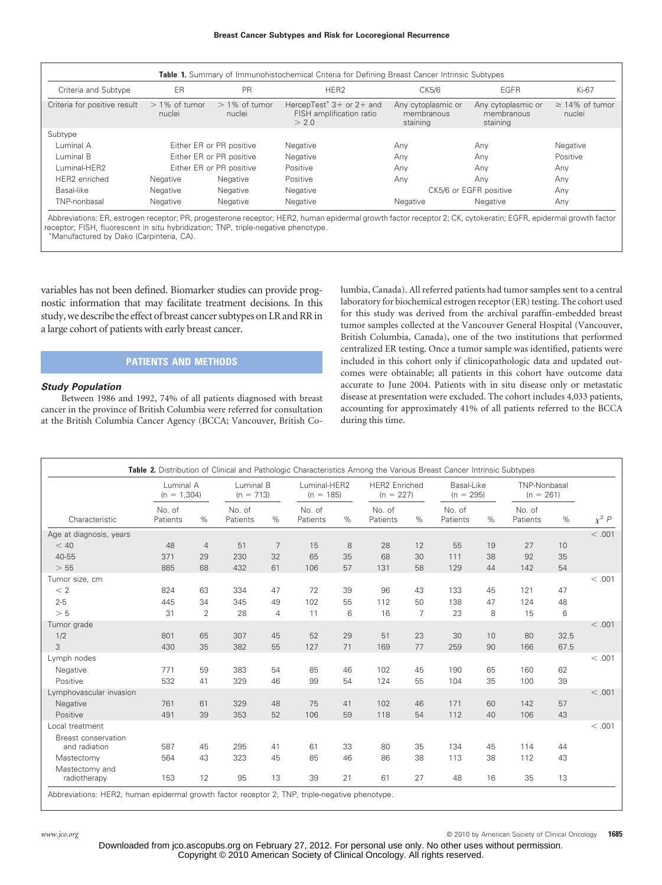**Table 1.** Summary of Immunohistochemical Criteria for Defining Breast Cancer Intrinsic Subtypes

| Criteria and Subtype | ER | PR | HER2 | CK5/6 | EGFR | Ki-67 |
|---|---|---|---|---|---|---|
| Criteria for positive result | > 1% of tumor nuclei | > 1% of tumor nuclei | HercepTest* 3+ or 2+ and FISH amplification ratio > 2.0 | Any cytoplasmic or membranous staining | Any cytoplasmic or membranous staining | ≥ 14% of tumor nuclei |
| Subtype | | | | | | |
| Luminal A | Either ER or PR positive | | Negative | Any | Any | Negative |
| Luminal B | Either ER or PR positive | | Negative | Any | Any | Positive |
| Luminal-HER2 | Either ER or PR positive | | Positive | Any | Any | Any |
| HER2 enriched | Negative | Negative | Positive | Any | Any | Any |
| Basal-like | Negative | Negative | Negative | CK5/6 or EGFR positive | | Any |
| TNP-nonbasal | Negative | Negative | Negative | Negative | Negative | Any |

Abbreviations: ER, estrogen receptor; PR, progesterone receptor; HER2, human epidermal growth factor receptor 2; CK, cytokeratin; EGFR, epidermal growth factor receptor; FISH, fluorescent in situ hybridization; TNP, triple-negative phenotype.
*Manufactured by Dako (Carpinteria, CA).

variables has not been defined. Biomarker studies can provide prognostic information that may facilitate treatment decisions. In this study, we describe the effect of breast cancer subtypes on LR and RR in a large cohort of patients with early breast cancer.

## PATIENTS AND METHODS

### *Study Population*

Between 1986 and 1992, 74% of all patients diagnosed with breast cancer in the province of British Columbia were referred for consultation at the British Columbia Cancer Agency (BCCA; Vancouver, British Columbia, Canada). All referred patients had tumor samples sent to a central laboratory for biochemical estrogen receptor (ER) testing. The cohort used for this study was derived from the archival paraffin-embedded breast tumor samples collected at the Vancouver General Hospital (Vancouver, British Columbia, Canada), one of the two institutions that performed centralized ER testing. Once a tumor sample was identified, patients were included in this cohort only if clinicopathologic data and updated outcomes were obtainable; all patients in this cohort have outcome data accurate to June 2004. Patients with in situ disease only or metastatic disease at presentation were excluded. The cohort includes 4,033 patients, accounting for approximately 41% of all patients referred to the BCCA during this time.

**Table 2.** Distribution of Clinical and Pathologic Characteristics Among the Various Breast Cancer Intrinsic Subtypes

| | Luminal A (n = 1,304) | | Luminal B (n = 713) | | Luminal-HER2 (n = 185) | | HER2 Enriched (n = 227) | | Basal-Like (n = 295) | | TNP-Nonbasal (n = 261) | | |
|---|---|---|---|---|---|---|---|---|---|---|---|---|---|
| Characteristic | No. of Patients | % | No. of Patients | % | No. of Patients | % | No. of Patients | % | No. of Patients | % | No. of Patients | % | $\chi^2$ *P* |
| Age at diagnosis, years | | | | | | | | | | | | | < .001 |
| < 40 | 48 | 4 | 51 | 7 | 15 | 8 | 28 | 12 | 55 | 19 | 27 | 10 | |
| 40-55 | 371 | 29 | 230 | 32 | 65 | 35 | 68 | 30 | 111 | 38 | 92 | 35 | |
| > 55 | 885 | 68 | 432 | 61 | 106 | 57 | 131 | 58 | 129 | 44 | 142 | 54 | |
| Tumor size, cm | | | | | | | | | | | | | < .001 |
| < 2 | 824 | 63 | 334 | 47 | 72 | 39 | 96 | 43 | 133 | 45 | 121 | 47 | |
| 2-5 | 445 | 34 | 345 | 49 | 102 | 55 | 112 | 50 | 138 | 47 | 124 | 48 | |
| > 5 | 31 | 2 | 28 | 4 | 11 | 6 | 16 | 7 | 23 | 8 | 15 | 6 | |
| Tumor grade | | | | | | | | | | | | | < .001 |
| 1/2 | 801 | 65 | 307 | 45 | 52 | 29 | 51 | 23 | 30 | 10 | 80 | 32.5 | |
| 3 | 430 | 35 | 382 | 55 | 127 | 71 | 169 | 77 | 259 | 90 | 166 | 67.5 | |
| Lymph nodes | | | | | | | | | | | | | < .001 |
| Negative | 771 | 59 | 383 | 54 | 85 | 46 | 102 | 45 | 190 | 65 | 160 | 62 | |
| Positive | 532 | 41 | 329 | 46 | 99 | 54 | 124 | 55 | 104 | 35 | 100 | 39 | |
| Lymphovascular invasion | | | | | | | | | | | | | < .001 |
| Negative | 761 | 61 | 329 | 48 | 75 | 41 | 102 | 46 | 171 | 60 | 142 | 57 | |
| Positive | 491 | 39 | 353 | 52 | 106 | 59 | 118 | 54 | 112 | 40 | 106 | 43 | |
| Local treatment | | | | | | | | | | | | | < .001 |
| Breast conservation and radiation | 587 | 45 | 295 | 41 | 61 | 33 | 80 | 35 | 134 | 45 | 114 | 44 | |
| Mastectomy | 564 | 43 | 323 | 45 | 85 | 46 | 86 | 38 | 113 | 38 | 112 | 43 | |
| Mastectomy and radiotherapy | 153 | 12 | 95 | 13 | 39 | 21 | 61 | 27 | 48 | 16 | 35 | 13 | |

Abbreviations: HER2, human epidermal growth factor receptor 2; TNP, triple-negative phenotype.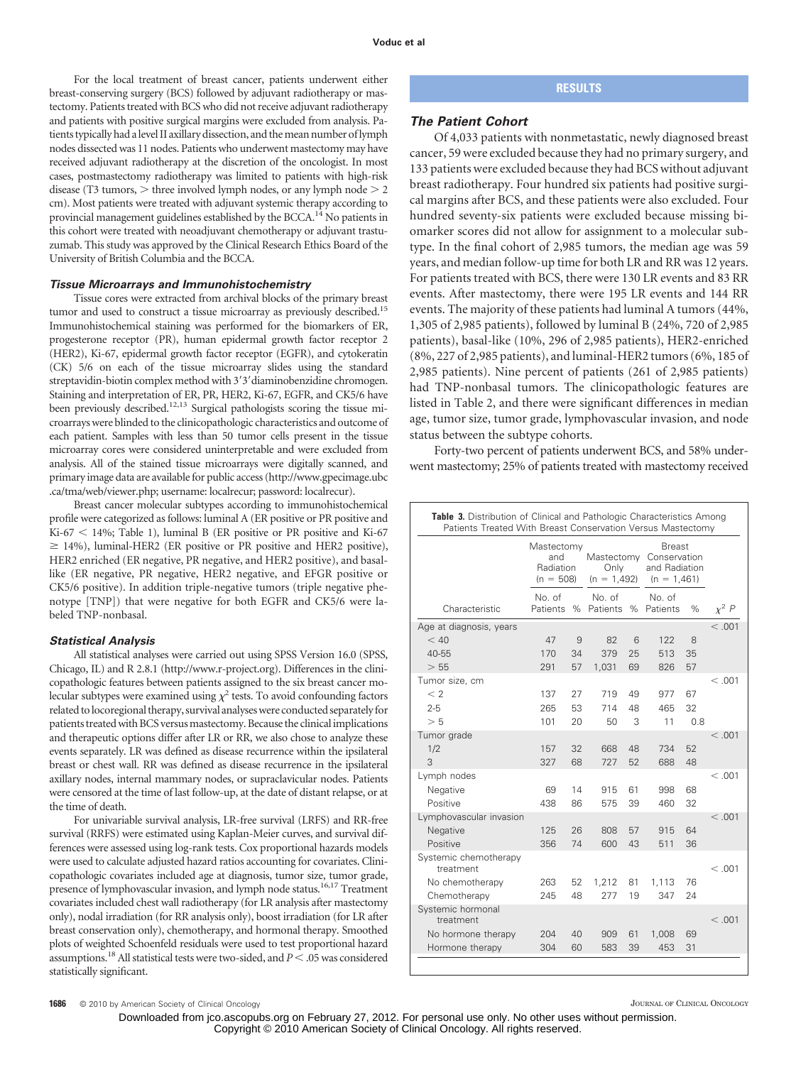For the local treatment of breast cancer, patients underwent either breast-conserving surgery (BCS) followed by adjuvant radiotherapy or mastectomy. Patients treated with BCS who did not receive adjuvant radiotherapy and patients with positive surgical margins were excluded from analysis. Patients typically had a level II axillary dissection, and the mean number of lymph nodes dissected was 11 nodes. Patients who underwent mastectomy may have received adjuvant radiotherapy at the discretion of the oncologist. In most cases, postmastectomy radiotherapy was limited to patients with high-risk disease (T3 tumors, > three involved lymph nodes, or any lymph node > 2 cm). Most patients were treated with adjuvant systemic therapy according to provincial management guidelines established by the BCCA.[14] No patients in this cohort were treated with neoadjuvant chemotherapy or adjuvant trastuzumab. This study was approved by the Clinical Research Ethics Board of the University of British Columbia and the BCCA.

### Tissue Microarrays and Immunohistochemistry

Tissue cores were extracted from archival blocks of the primary breast tumor and used to construct a tissue microarray as previously described.[15] Immunohistochemical staining was performed for the biomarkers of ER, progesterone receptor (PR), human epidermal growth factor receptor 2 (HER2), Ki-67, epidermal growth factor receptor (EGFR), and cytokeratin (CK) 5/6 on each of the tissue microarray slides using the standard streptavidin-biotin complex method with 3′3′diaminobenzidine chromogen. Staining and interpretation of ER, PR, HER2, Ki-67, EGFR, and CK5/6 have been previously described.[12,13] Surgical pathologists scoring the tissue microarrays were blinded to the clinicopathologic characteristics and outcome of each patient. Samples with less than 50 tumor cells present in the tissue microarray cores were considered uninterpretable and were excluded from analysis. All of the stained tissue microarrays were digitally scanned, and primary image data are available for public access (http://www.gpecimage.ubc.ca/tma/web/viewer.php; username: localrecur; password: localrecur).

Breast cancer molecular subtypes according to immunohistochemical profile were categorized as follows: luminal A (ER positive or PR positive and Ki-67 < 14%; Table 1), luminal B (ER positive or PR positive and Ki-67 ≥ 14%), luminal-HER2 (ER positive or PR positive and HER2 positive), HER2 enriched (ER negative, PR negative, and HER2 positive), and basal-like (ER negative, PR negative, HER2 negative, and EFGR positive or CK5/6 positive). In addition triple-negative tumors (triple negative phenotype [TNP]) that were negative for both EGFR and CK5/6 were labeled TNP-nonbasal.

### Statistical Analysis

All statistical analyses were carried out using SPSS Version 16.0 (SPSS, Chicago, IL) and R 2.8.1 (http://www.r-project.org). Differences in the clinicopathologic features between patients assigned to the six breast cancer molecular subtypes were examined using $\chi^2$ tests. To avoid confounding factors related to locoregional therapy, survival analyses were conducted separately for patients treated with BCS versus mastectomy. Because the clinical implications and therapeutic options differ after LR or RR, we also chose to analyze these events separately. LR was defined as disease recurrence within the ipsilateral breast or chest wall. RR was defined as disease recurrence in the ipsilateral axillary nodes, internal mammary nodes, or supraclavicular nodes. Patients were censored at the time of last follow-up, at the date of distant relapse, or at the time of death.

For univariable survival analysis, LR-free survival (LRFS) and RR-free survival (RRFS) were estimated using Kaplan-Meier curves, and survival differences were assessed using log-rank tests. Cox proportional hazards models were used to calculate adjusted hazard ratios accounting for covariates. Clinicopathologic covariates included age at diagnosis, tumor size, tumor grade, presence of lymphovascular invasion, and lymph node status.[16,17] Treatment covariates included chest wall radiotherapy (for LR analysis after mastectomy only), nodal irradiation (for RR analysis only), boost irradiation (for LR after breast conservation only), chemotherapy, and hormonal therapy. Smoothed plots of weighted Schoenfeld residuals were used to test proportional hazard assumptions.[18] All statistical tests were two-sided, and $P < .05$ was considered statistically significant.

## RESULTS

### The Patient Cohort

Of 4,033 patients with nonmetastatic, newly diagnosed breast cancer, 59 were excluded because they had no primary surgery, and 133 patients were excluded because they had BCS without adjuvant breast radiotherapy. Four hundred six patients had positive surgical margins after BCS, and these patients were also excluded. Four hundred seventy-six patients were excluded because missing biomarker scores did not allow for assignment to a molecular subtype. In the final cohort of 2,985 tumors, the median age was 59 years, and median follow-up time for both LR and RR was 12 years. For patients treated with BCS, there were 130 LR events and 83 RR events. After mastectomy, there were 195 LR events and 144 RR events. The majority of these patients had luminal A tumors (44%, 1,305 of 2,985 patients), followed by luminal B (24%, 720 of 2,985 patients), basal-like (10%, 296 of 2,985 patients), HER2-enriched (8%, 227 of 2,985 patients), and luminal-HER2 tumors (6%, 185 of 2,985 patients). Nine percent of patients (261 of 2,985 patients) had TNP-nonbasal tumors. The clinicopathologic features are listed in Table 2, and there were significant differences in median age, tumor size, tumor grade, lymphovascular invasion, and node status between the subtype cohorts.

Forty-two percent of patients underwent BCS, and 58% underwent mastectomy; 25% of patients treated with mastectomy received

**Table 3.** Distribution of Clinical and Pathologic Characteristics Among Patients Treated With Breast Conservation Versus Mastectomy

| Characteristic | Mastectomy and Radiation (n = 508) | | Mastectomy Only (n = 1,492) | | Breast Conservation and Radiation (n = 1,461) | | $\chi^2$ *P* |
|---|---|---|---|---|---|---|---|
| | No. of Patients | % | No. of Patients | % | No. of Patients | % | |
| Age at diagnosis, years | | | | | | | < .001 |
| < 40 | 47 | 9 | 82 | 6 | 122 | 8 | |
| 40-55 | 170 | 34 | 379 | 25 | 513 | 35 | |
| > 55 | 291 | 57 | 1,031 | 69 | 826 | 57 | |
| Tumor size, cm | | | | | | | < .001 |
| < 2 | 137 | 27 | 719 | 49 | 977 | 67 | |
| 2-5 | 265 | 53 | 714 | 48 | 465 | 32 | |
| > 5 | 101 | 20 | 50 | 3 | 11 | 0.8 | |
| Tumor grade | | | | | | | < .001 |
| 1/2 | 157 | 32 | 668 | 48 | 734 | 52 | |
| 3 | 327 | 68 | 727 | 52 | 688 | 48 | |
| Lymph nodes | | | | | | | < .001 |
| Negative | 69 | 14 | 915 | 61 | 998 | 68 | |
| Positive | 438 | 86 | 575 | 39 | 460 | 32 | |
| Lymphovascular invasion | | | | | | | < .001 |
| Negative | 125 | 26 | 808 | 57 | 915 | 64 | |
| Positive | 356 | 74 | 600 | 43 | 511 | 36 | |
| Systemic chemotherapy treatment | | | | | | | < .001 |
| No chemotherapy | 263 | 52 | 1,212 | 81 | 1,113 | 76 | |
| Chemotherapy | 245 | 48 | 277 | 19 | 347 | 24 | |
| Systemic hormonal treatment | | | | | | | < .001 |
| No hormone therapy | 204 | 40 | 909 | 61 | 1,008 | 69 | |
| Hormone therapy | 304 | 60 | 583 | 39 | 453 | 31 | |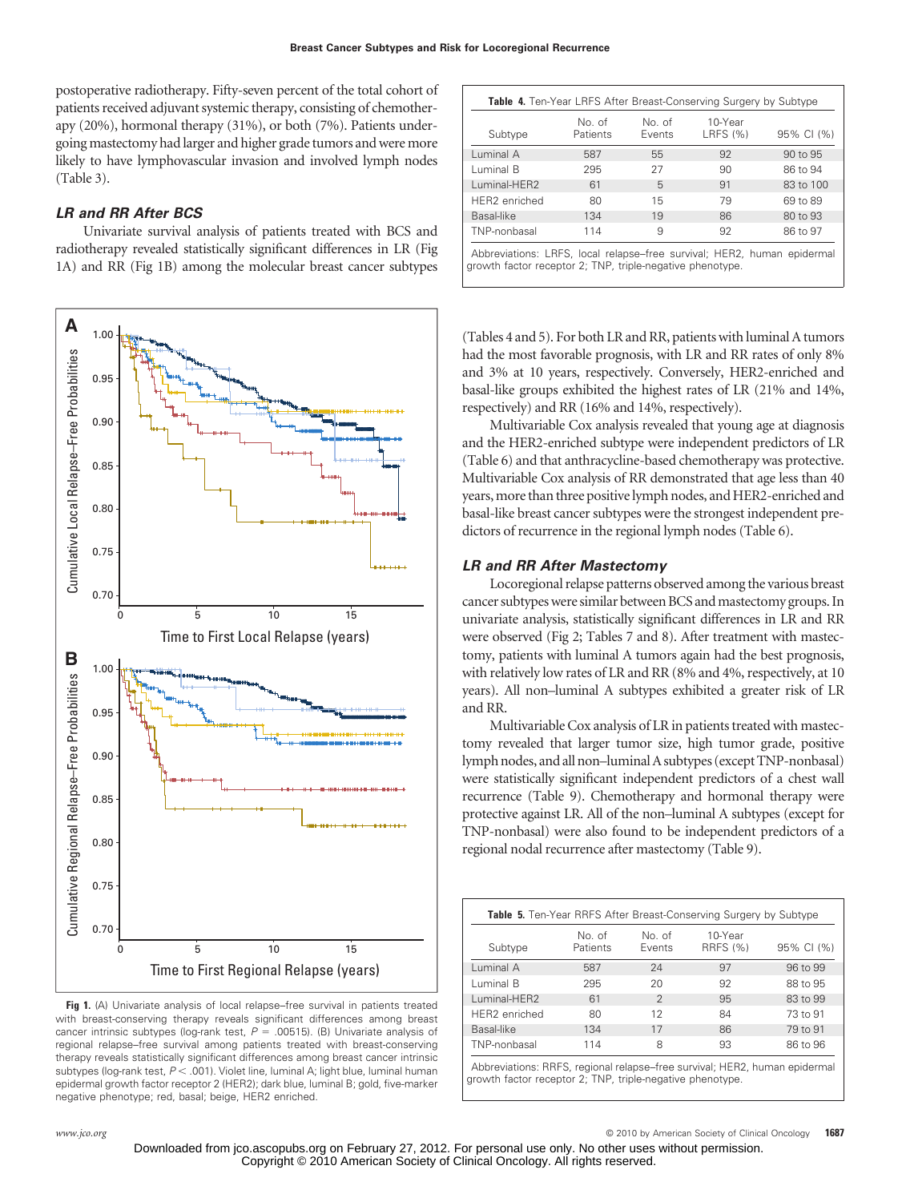postoperative radiotherapy. Fifty-seven percent of the total cohort of patients received adjuvant systemic therapy, consisting of chemotherapy (20%), hormonal therapy (31%), or both (7%). Patients undergoing mastectomy had larger and higher grade tumors and were more likely to have lymphovascular invasion and involved lymph nodes (Table 3).

### LR and RR After BCS

Univariate survival analysis of patients treated with BCS and radiotherapy revealed statistically significant differences in LR (Fig 1A) and RR (Fig 1B) among the molecular breast cancer subtypes (Tables 4 and 5). For both LR and RR, patients with luminal A tumors had the most favorable prognosis, with LR and RR rates of only 8% and 3% at 10 years, respectively. Conversely, HER2-enriched and basal-like groups exhibited the highest rates of LR (21% and 14%, respectively) and RR (16% and 14%, respectively).

Multivariable Cox analysis revealed that young age at diagnosis and the HER2-enriched subtype were independent predictors of LR (Table 6) and that anthracycline-based chemotherapy was protective. Multivariable Cox analysis of RR demonstrated that age less than 40 years, more than three positive lymph nodes, and HER2-enriched and basal-like breast cancer subtypes were the strongest independent predictors of recurrence in the regional lymph nodes (Table 6).

**Fig 1.** (A) Univariate analysis of local relapse–free survival in patients treated with breast-conserving therapy reveals significant differences among breast cancer intrinsic subtypes (log-rank test, $P$ = .00515). (B) Univariate analysis of regional relapse–free survival among patients treated with breast-conserving therapy reveals statistically significant differences among breast cancer intrinsic subtypes (log-rank test, $P < .001$). Violet line, luminal A; light blue, luminal human epidermal growth factor receptor 2 (HER2); dark blue, luminal B; gold, five-marker negative phenotype; red, basal; beige, HER2 enriched.

**Table 4.** Ten-Year LRFS After Breast-Conserving Surgery by Subtype

| Subtype | No. of Patients | No. of Events | 10-Year LRFS (%) | 95% CI (%) |
|---|---|---|---|---|
| Luminal A | 587 | 55 | 92 | 90 to 95 |
| Luminal B | 295 | 27 | 90 | 86 to 94 |
| Luminal-HER2 | 61 | 5 | 91 | 83 to 100 |
| HER2 enriched | 80 | 15 | 79 | 69 to 89 |
| Basal-like | 134 | 19 | 86 | 80 to 93 |
| TNP-nonbasal | 114 | 9 | 92 | 86 to 97 |

Abbreviations: LRFS, local relapse–free survival; HER2, human epidermal growth factor receptor 2; TNP, triple-negative phenotype.

### LR and RR After Mastectomy

Locoregional relapse patterns observed among the various breast cancer subtypes were similar between BCS and mastectomy groups. In univariate analysis, statistically significant differences in LR and RR were observed (Fig 2; Tables 7 and 8). After treatment with mastectomy, patients with luminal A tumors again had the best prognosis, with relatively low rates of LR and RR (8% and 4%, respectively, at 10 years). All non–luminal A subtypes exhibited a greater risk of LR and RR.

Multivariable Cox analysis of LR in patients treated with mastectomy revealed that larger tumor size, high tumor grade, positive lymph nodes, and all non–luminal A subtypes (except TNP-nonbasal) were statistically significant independent predictors of a chest wall recurrence (Table 9). Chemotherapy and hormonal therapy were protective against LR. All of the non–luminal A subtypes (except for TNP-nonbasal) were also found to be independent predictors of a regional nodal recurrence after mastectomy (Table 9).

**Table 5.** Ten-Year RRFS After Breast-Conserving Surgery by Subtype

| Subtype | No. of Patients | No. of Events | 10-Year RRFS (%) | 95% CI (%) |
|---|---|---|---|---|
| Luminal A | 587 | 24 | 97 | 96 to 99 |
| Luminal B | 295 | 20 | 92 | 88 to 95 |
| Luminal-HER2 | 61 | 2 | 95 | 83 to 99 |
| HER2 enriched | 80 | 12 | 84 | 73 to 91 |
| Basal-like | 134 | 17 | 86 | 79 to 91 |
| TNP-nonbasal | 114 | 8 | 93 | 86 to 96 |

Abbreviations: RRFS, regional relapse–free survival; HER2, human epidermal growth factor receptor 2; TNP, triple-negative phenotype.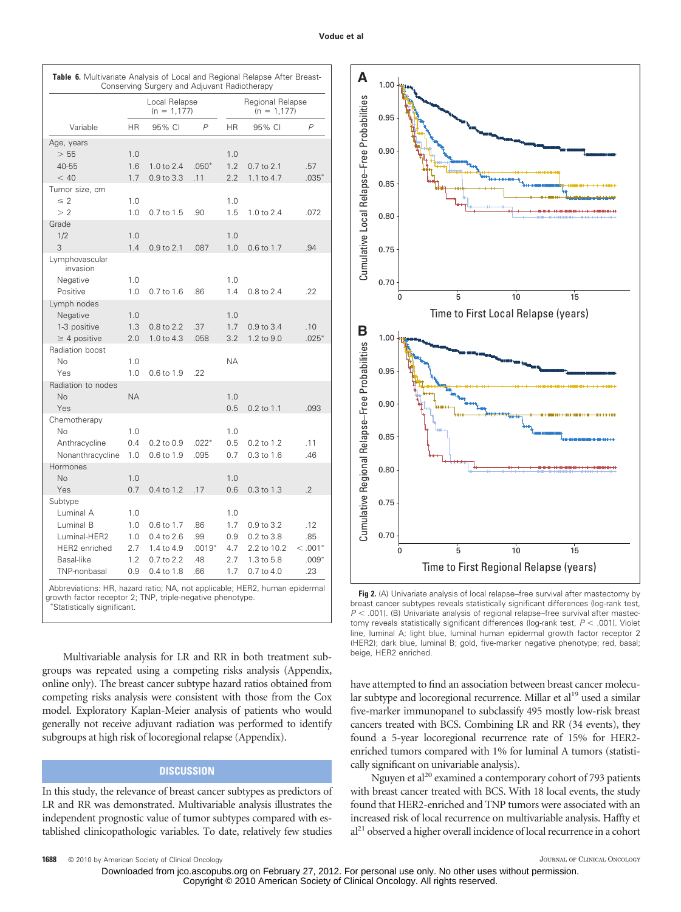**Table 6.** Multivariate Analysis of Local and Regional Relapse After Breast-Conserving Surgery and Adjuvant Radiotherapy

| Variable | Local Relapse (n = 1,177) | | | Regional Relapse (n = 1,177) | | |
|---|---|---|---|---|---|---|
| | HR | 95% CI | *P* | HR | 95% CI | *P* |
| Age, years | | | | | | |
| > 55 | 1.0 | | | 1.0 | | |
| 40-55 | 1.6 | 1.0 to 2.4 | .050* | 1.2 | 0.7 to 2.1 | .57 |
| < 40 | 1.7 | 0.9 to 3.3 | .11 | 2.2 | 1.1 to 4.7 | .035* |
| Tumor size, cm | | | | | | |
| ≤ 2 | 1.0 | | | 1.0 | | |
| > 2 | 1.0 | 0.7 to 1.5 | .90 | 1.5 | 1.0 to 2.4 | .072 |
| Grade | | | | | | |
| 1/2 | 1.0 | | | 1.0 | | |
| 3 | 1.4 | 0.9 to 2.1 | .087 | 1.0 | 0.6 to 1.7 | .94 |
| Lymphovascular invasion | | | | | | |
| Negative | 1.0 | | | 1.0 | | |
| Positive | 1.0 | 0.7 to 1.6 | .86 | 1.4 | 0.8 to 2.4 | .22 |
| Lymph nodes | | | | | | |
| Negative | 1.0 | | | 1.0 | | |
| 1-3 positive | 1.3 | 0.8 to 2.2 | .37 | 1.7 | 0.9 to 3.4 | .10 |
| ≥ 4 positive | 2.0 | 1.0 to 4.3 | .058 | 3.2 | 1.2 to 9.0 | .025* |
| Radiation boost | | | | | | |
| No | 1.0 | | | NA | | |
| Yes | 1.0 | 0.6 to 1.9 | .22 | | | |
| Radiation to nodes | | | | | | |
| No | NA | | | 1.0 | | |
| Yes | | | | 0.5 | 0.2 to 1.1 | .093 |
| Chemotherapy | | | | | | |
| No | 1.0 | | | 1.0 | | |
| Anthracycline | 0.4 | 0.2 to 0.9 | .022* | 0.5 | 0.2 to 1.2 | .11 |
| Nonanthracycline | 1.0 | 0.6 to 1.9 | .095 | 0.7 | 0.3 to 1.6 | .46 |
| Hormones | | | | | | |
| No | 1.0 | | | 1.0 | | |
| Yes | 0.7 | 0.4 to 1.2 | .17 | 0.6 | 0.3 to 1.3 | .2 |
| Subtype | | | | | | |
| Luminal A | 1.0 | | | 1.0 | | |
| Luminal B | 1.0 | 0.6 to 1.7 | .86 | 1.7 | 0.9 to 3.2 | .12 |
| Luminal-HER2 | 1.0 | 0.4 to 2.6 | .99 | 0.9 | 0.2 to 3.8 | .85 |
| HER2 enriched | 2.7 | 1.4 to 4.9 | .0019* | 4.7 | 2.2 to 10.2 | < .001* |
| Basal-like | 1.2 | 0.7 to 2.2 | .48 | 2.7 | 1.3 to 5.8 | .009* |
| TNP-nonbasal | 0.9 | 0.4 to 1.8 | .66 | 1.7 | 0.7 to 4.0 | .23 |

Abbreviations: HR, hazard ratio; NA, not applicable; HER2, human epidermal growth factor receptor 2; TNP, triple-negative phenotype.
*Statistically significant.

Multivariable analysis for LR and RR in both treatment subgroups was repeated using a competing risks analysis (Appendix, online only). The breast cancer subtype hazard ratios obtained from competing risks analysis were consistent with those from the Cox model. Exploratory Kaplan-Meier analysis of patients who would generally not receive adjuvant radiation was performed to identify subgroups at high risk of locoregional relapse (Appendix).

## DISCUSSION

In this study, the relevance of breast cancer subtypes as predictors of LR and RR was demonstrated. Multivariable analysis illustrates the independent prognostic value of tumor subtypes compared with established clinicopathologic variables. To date, relatively few studies have attempted to find an association between breast cancer molecular subtype and locoregional recurrence. Millar et al[19] used a similar five-marker immunopanel to subclassify 495 mostly low-risk breast cancers treated with BCS. Combining LR and RR (34 events), they found a 5-year locoregional recurrence rate of 15% for HER2-enriched tumors compared with 1% for luminal A tumors (statistically significant on univariable analysis).

Nguyen et al[20] examined a contemporary cohort of 793 patients with breast cancer treated with BCS. With 18 local events, the study found that HER2-enriched and TNP tumors were associated with an increased risk of local recurrence on multivariable analysis. Haffty et al[21] observed a higher overall incidence of local recurrence in a cohort

**Fig 2.** (A) Univariate analysis of local relapse–free survival after mastectomy by breast cancer subtypes reveals statistically significant differences (log-rank test, $P < .001$). (B) Univariate analysis of regional relapse–free survival after mastectomy reveals statistically significant differences (log-rank test, $P < .001$). Violet line, luminal A; light blue, luminal human epidermal growth factor receptor 2 (HER2); dark blue, luminal B; gold, five-marker negative phenotype; red, basal; beige, HER2 enriched.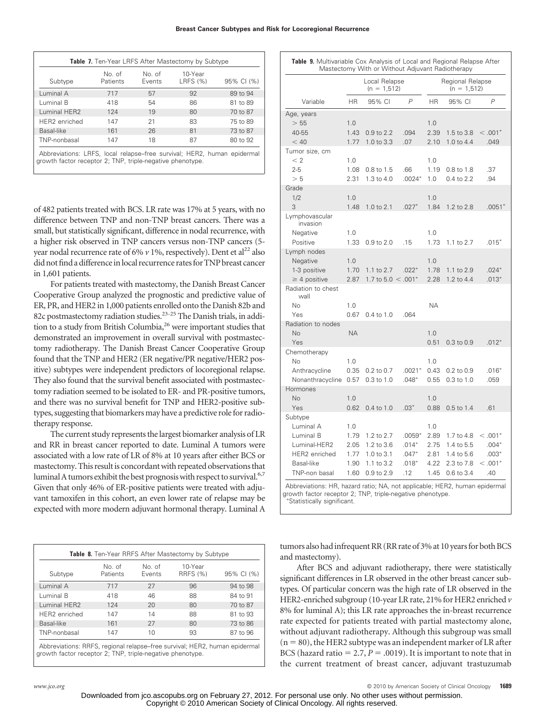**Table 7.** Ten-Year LRFS After Mastectomy by Subtype

| Subtype | No. of Patients | No. of Events | 10-Year LRFS (%) | 95% CI (%) |
|---|---|---|---|---|
| Luminal A | 717 | 57 | 92 | 89 to 94 |
| Luminal B | 418 | 54 | 86 | 81 to 89 |
| Luminal HER2 | 124 | 19 | 80 | 70 to 87 |
| HER2 enriched | 147 | 21 | 83 | 75 to 89 |
| Basal-like | 161 | 26 | 81 | 73 to 87 |
| TNP-nonbasal | 147 | 18 | 87 | 80 to 92 |

Abbreviations: LRFS, local relapse–free survival; HER2, human epidermal growth factor receptor 2; TNP, triple-negative phenotype.

of 482 patients treated with BCS. LR rate was 17% at 5 years, with no difference between TNP and non-TNP breast cancers. There was a small, but statistically significant, difference in nodal recurrence, with a higher risk observed in TNP cancers versus non-TNP cancers (5-year nodal recurrence rate of 6% *v* 1%, respectively). Dent et al[22] also did not find a difference in local recurrence rates for TNP breast cancer in 1,601 patients.

For patients treated with mastectomy, the Danish Breast Cancer Cooperative Group analyzed the prognostic and predictive value of ER, PR, and HER2 in 1,000 patients enrolled onto the Danish 82b and 82c postmastectomy radiation studies.[23-25] The Danish trials, in addition to a study from British Columbia,[26] were important studies that demonstrated an improvement in overall survival with postmastectomy radiotherapy. The Danish Breast Cancer Cooperative Group found that the TNP and HER2 (ER negative/PR negative/HER2 positive) subtypes were independent predictors of locoregional relapse. They also found that the survival benefit associated with postmastectomy radiation seemed to be isolated to ER- and PR-positive tumors, and there was no survival benefit for TNP and HER2-positive subtypes, suggesting that biomarkers may have a predictive role for radiotherapy response.

The current study represents the largest biomarker analysis of LR and RR in breast cancer reported to date. Luminal A tumors were associated with a low rate of LR of 8% at 10 years after either BCS or mastectomy. This result is concordant with repeated observations that luminal A tumors exhibit the best prognosis with respect to survival.[6,7] Given that only 46% of ER-positive patients were treated with adjuvant tamoxifen in this cohort, an even lower rate of relapse may be expected with more modern adjuvant hormonal therapy. Luminal A tumors also had infrequent RR (RR rate of 3% at 10 years for both BCS and mastectomy).

After BCS and adjuvant radiotherapy, there were statistically significant differences in LR observed in the other breast cancer subtypes. Of particular concern was the high rate of LR observed in the HER2-enriched subgroup (10-year LR rate, 21% for HER2 enriched *v* 8% for luminal A); this LR rate approaches the in-breast recurrence rate expected for patients treated with partial mastectomy alone, without adjuvant radiotherapy. Although this subgroup was small ($n = 80$), the HER2 subtype was an independent marker of LR after BCS (hazard ratio = 2.7, $P = .0019$). It is important to note that in the current treatment of breast cancer, adjuvant trastuzumab

**Table 8.** Ten-Year RRFS After Mastectomy by Subtype

| Subtype | No. of Patients | No. of Events | 10-Year RRFS (%) | 95% CI (%) |
|---|---|---|---|---|
| Luminal A | 717 | 27 | 96 | 94 to 98 |
| Luminal B | 418 | 46 | 88 | 84 to 91 |
| Luminal HER2 | 124 | 20 | 80 | 70 to 87 |
| HER2 enriched | 147 | 14 | 88 | 81 to 93 |
| Basal-like | 161 | 27 | 80 | 73 to 86 |
| TNP-nonbasal | 147 | 10 | 93 | 87 to 96 |

Abbreviations: RRFS, regional relapse–free survival; HER2, human epidermal growth factor receptor 2; TNP, triple-negative phenotype.

**Table 9.** Multivariable Cox Analysis of Local and Regional Relapse After Mastectomy With or Without Adjuvant Radiotherapy

| Variable | Local Relapse ($n = 1,512$) | | | Regional Relapse ($n = 1,512$) | | |
|---|---|---|---|---|---|---|
| | HR | 95% CI | *P* | HR | 95% CI | *P* |
| Age, years | | | | | | |
| > 55 | 1.0 | | | 1.0 | | |
| 40-55 | 1.43 | 0.9 to 2.2 | .094 | 2.39 | 1.5 to 3.8 | < .001* |
| < 40 | 1.77 | 1.0 to 3.3 | .07 | 2.10 | 1.0 to 4.4 | .049 |
| Tumor size, cm | | | | | | |
| < 2 | 1.0 | | | 1.0 | | |
| 2-5 | 1.08 | 0.8 to 1.5 | .66 | 1.19 | 0.8 to 1.8 | .37 |
| > 5 | 2.31 | 1.3 to 4.0 | .0024* | 1.0 | 0.4 to 2.2 | .94 |
| Grade | | | | | | |
| 1/2 | 1.0 | | | 1.0 | | |
| 3 | 1.48 | 1.0 to 2.1 | .027* | 1.84 | 1.2 to 2.8 | .0051* |
| Lymphovascular invasion | | | | | | |
| Negative | 1.0 | | | 1.0 | | |
| Positive | 1.33 | 0.9 to 2.0 | .15 | 1.73 | 1.1 to 2.7 | .015* |
| Lymph nodes | | | | | | |
| Negative | 1.0 | | | 1.0 | | |
| 1-3 positive | 1.70 | 1.1 to 2.7 | .022* | 1.78 | 1.1 to 2.9 | .024* |
| ≥ 4 positive | 2.87 | 1.7 to 5.0 | < .001* | 2.28 | 1.2 to 4.4 | .013* |
| Radiation to chest wall | | | | | | |
| No | 1.0 | | | NA | | |
| Yes | 0.67 | 0.4 to 1.0 | .064 | | | |
| Radiation to nodes | | | | | | |
| No | NA | | | 1.0 | | |
| Yes | | | | 0.51 | 0.3 to 0.9 | .012* |
| Chemotherapy | | | | | | |
| No | 1.0 | | | 1.0 | | |
| Anthracycline | 0.35 | 0.2 to 0.7 | .0021* | 0.43 | 0.2 to 0.9 | .016* |
| Nonanthracycline | 0.57 | 0.3 to 1.0 | .048* | 0.55 | 0.3 to 1.0 | .059 |
| Hormones | | | | | | |
| No | 1.0 | | | 1.0 | | |
| Yes | 0.62 | 0.4 to 1.0 | .03* | 0.88 | 0.5 to 1.4 | .61 |
| Subtype | | | | | | |
| Luminal A | 1.0 | | | 1.0 | | |
| Luminal B | 1.79 | 1.2 to 2.7 | .0059* | 2.89 | 1.7 to 4.8 | < .001* |
| Luminal-HER2 | 2.05 | 1.2 to 3.6 | .014* | 2.75 | 1.4 to 5.5 | .004* |
| HER2 enriched | 1.77 | 1.0 to 3.1 | .047* | 2.81 | 1.4 to 5.6 | .003* |
| Basal-like | 1.90 | 1.1 to 3.2 | .018* | 4.22 | 2.3 to 7.8 | < .001* |
| TNP-non basal | 1.60 | 0.9 to 2.9 | .12 | 1.45 | 0.6 to 3.4 | .40 |

Abbreviations: HR, hazard ratio; NA, not applicable; HER2, human epidermal growth factor receptor 2; TNP, triple-negative phenotype.
*Statistically significant.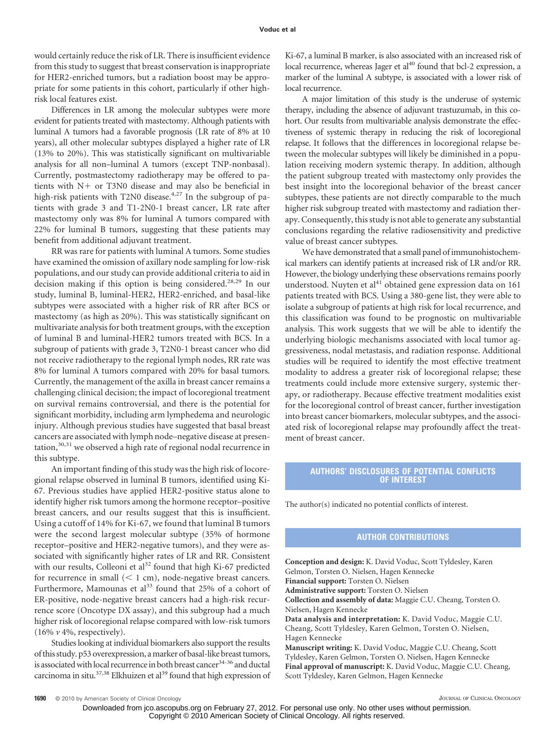would certainly reduce the risk of LR. There is insufficient evidence from this study to suggest that breast conservation is inappropriate for HER2-enriched tumors, but a radiation boost may be appropriate for some patients in this cohort, particularly if other high-risk local features exist.

Differences in LR among the molecular subtypes were more evident for patients treated with mastectomy. Although patients with luminal A tumors had a favorable prognosis (LR rate of 8% at 10 years), all other molecular subtypes displayed a higher rate of LR (13% to 20%). This was statistically significant on multivariable analysis for all non–luminal A tumors (except TNP-nonbasal). Currently, postmastectomy radiotherapy may be offered to patients with N+ or T3N0 disease and may also be beneficial in high-risk patients with T2N0 disease.[4,27] In the subgroup of patients with grade 3 and T1-2N0-1 breast cancer, LR rate after mastectomy only was 8% for luminal A tumors compared with 22% for luminal B tumors, suggesting that these patients may benefit from additional adjuvant treatment.

RR was rare for patients with luminal A tumors. Some studies have examined the omission of axillary node sampling for low-risk populations, and our study can provide additional criteria to aid in decision making if this option is being considered.[28,29] In our study, luminal B, luminal-HER2, HER2-enriched, and basal-like subtypes were associated with a higher risk of RR after BCS or mastectomy (as high as 20%). This was statistically significant on multivariate analysis for both treatment groups, with the exception of luminal B and luminal-HER2 tumors treated with BCS. In a subgroup of patients with grade 3, T2N0-1 breast cancer who did not receive radiotherapy to the regional lymph nodes, RR rate was 8% for luminal A tumors compared with 20% for basal tumors. Currently, the management of the axilla in breast cancer remains a challenging clinical decision; the impact of locoregional treatment on survival remains controversial, and there is the potential for significant morbidity, including arm lymphedema and neurologic injury. Although previous studies have suggested that basal breast cancers are associated with lymph node–negative disease at presentation,[30,31] we observed a high rate of regional nodal recurrence in this subtype.

An important finding of this study was the high risk of locoregional relapse observed in luminal B tumors, identified using Ki-67. Previous studies have applied HER2-positive status alone to identify higher risk tumors among the hormone receptor–positive breast cancers, and our results suggest that this is insufficient. Using a cutoff of 14% for Ki-67, we found that luminal B tumors were the second largest molecular subtype (35% of hormone receptor–positive and HER2-negative tumors), and they were associated with significantly higher rates of LR and RR. Consistent with our results, Colleoni et al[32] found that high Ki-67 predicted for recurrence in small (< 1 cm), node-negative breast cancers. Furthermore, Mamounas et al[33] found that 25% of a cohort of ER-positive, node-negative breast cancers had a high-risk recurrence score (Oncotype DX assay), and this subgroup had a much higher risk of locoregional relapse compared with low-risk tumors (16% *v* 4%, respectively).

Studies looking at individual biomarkers also support the results of this study. p53 overexpression, a marker of basal-like breast tumors, is associated with local recurrence in both breast cancer[34-36] and ductal carcinoma in situ.[37,38] Elkhuizen et al[39] found that high expression of Ki-67, a luminal B marker, is also associated with an increased risk of local recurrence, whereas Jager et al[40] found that bcl-2 expression, a marker of the luminal A subtype, is associated with a lower risk of local recurrence.

A major limitation of this study is the underuse of systemic therapy, including the absence of adjuvant trastuzumab, in this cohort. Our results from multivariable analysis demonstrate the effectiveness of systemic therapy in reducing the risk of locoregional relapse. It follows that the differences in locoregional relapse between the molecular subtypes will likely be diminished in a population receiving modern systemic therapy. In addition, although the patient subgroup treated with mastectomy only provides the best insight into the locoregional behavior of the breast cancer subtypes, these patients are not directly comparable to the much higher risk subgroup treated with mastectomy and radiation therapy. Consequently, this study is not able to generate any substantial conclusions regarding the relative radiosensitivity and predictive value of breast cancer subtypes.

We have demonstrated that a small panel of immunohistochemical markers can identify patients at increased risk of LR and/or RR. However, the biology underlying these observations remains poorly understood. Nuyten et al[41] obtained gene expression data on 161 patients treated with BCS. Using a 380-gene list, they were able to isolate a subgroup of patients at high risk for local recurrence, and this classification was found to be prognostic on multivariable analysis. This work suggests that we will be able to identify the underlying biologic mechanisms associated with local tumor aggressiveness, nodal metastasis, and radiation response. Additional studies will be required to identify the most effective treatment modality to address a greater risk of locoregional relapse; these treatments could include more extensive surgery, systemic therapy, or radiotherapy. Because effective treatment modalities exist for the locoregional control of breast cancer, further investigation into breast cancer biomarkers, molecular subtypes, and the associated risk of locoregional relapse may profoundly affect the treatment of breast cancer.

## AUTHORS' DISCLOSURES OF POTENTIAL CONFLICTS OF INTEREST

The author(s) indicated no potential conflicts of interest.

## AUTHOR CONTRIBUTIONS

**Conception and design:** K. David Voduc, Scott Tyldesley, Karen Gelmon, Torsten O. Nielsen, Hagen Kennecke
**Financial support:** Torsten O. Nielsen
**Administrative support:** Torsten O. Nielsen
**Collection and assembly of data:** Maggie C.U. Cheang, Torsten O. Nielsen, Hagen Kennecke
**Data analysis and interpretation:** K. David Voduc, Maggie C.U. Cheang, Scott Tyldesley, Karen Gelmon, Torsten O. Nielsen, Hagen Kennecke
**Manuscript writing:** K. David Voduc, Maggie C.U. Cheang, Scott Tyldesley, Karen Gelmon, Torsten O. Nielsen, Hagen Kennecke
**Final approval of manuscript:** K. David Voduc, Maggie C.U. Cheang, Scott Tyldesley, Karen Gelmon, Hagen Kennecke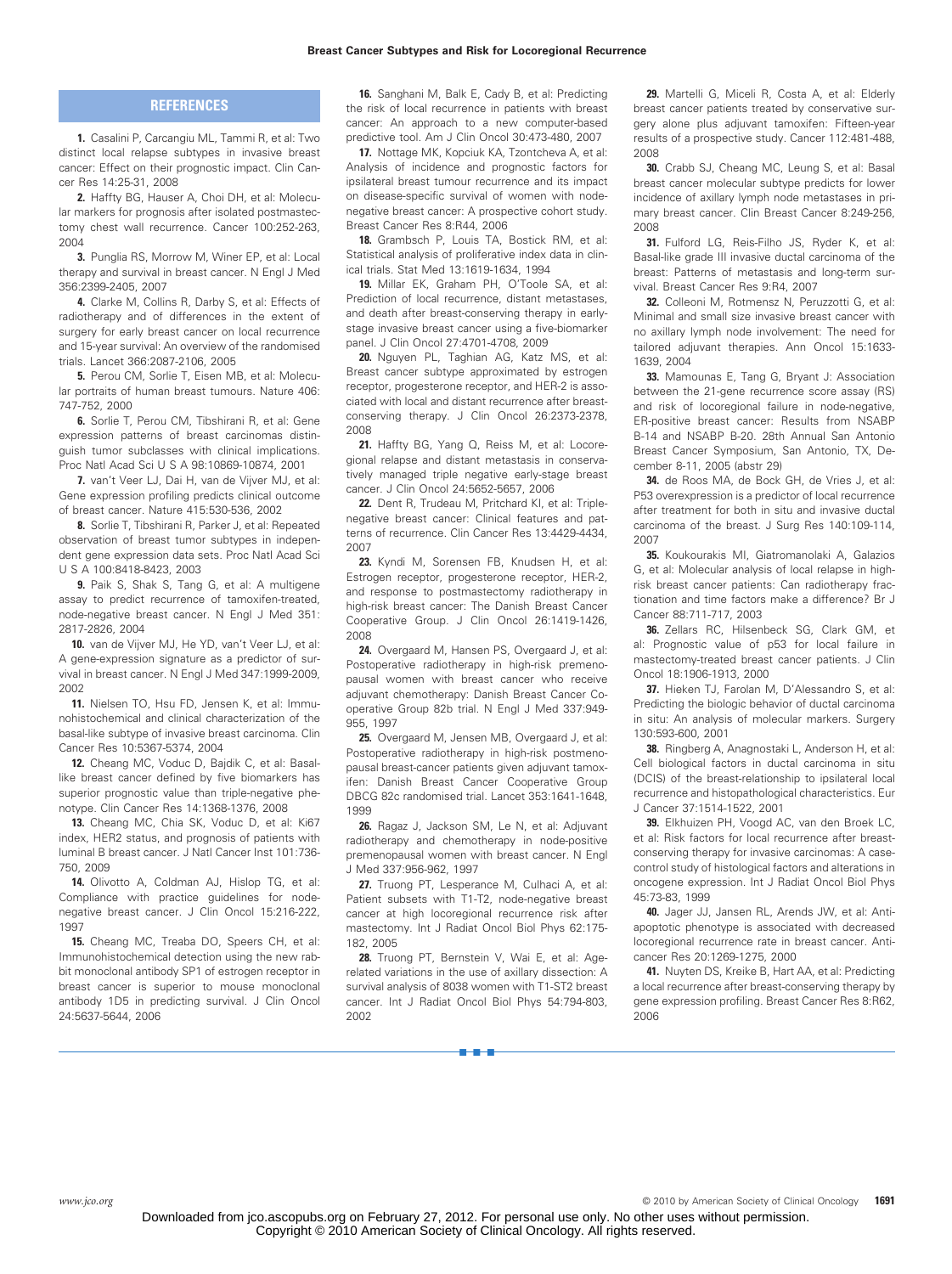## REFERENCES

**1.** Casalini P, Carcangiu ML, Tammi R, et al: Two distinct local relapse subtypes in invasive breast cancer: Effect on their prognostic impact. Clin Cancer Res 14:25-31, 2008

**2.** Haffty BG, Hauser A, Choi DH, et al: Molecular markers for prognosis after isolated postmastectomy chest wall recurrence. Cancer 100:252-263, 2004

**3.** Punglia RS, Morrow M, Winer EP, et al: Local therapy and survival in breast cancer. N Engl J Med 356:2399-2405, 2007

**4.** Clarke M, Collins R, Darby S, et al: Effects of radiotherapy and of differences in the extent of surgery for early breast cancer on local recurrence and 15-year survival: An overview of the randomised trials. Lancet 366:2087-2106, 2005

**5.** Perou CM, Sorlie T, Eisen MB, et al: Molecular portraits of human breast tumours. Nature 406: 747-752, 2000

**6.** Sorlie T, Perou CM, Tibshirani R, et al: Gene expression patterns of breast carcinomas distinguish tumor subclasses with clinical implications. Proc Natl Acad Sci U S A 98:10869-10874, 2001

**7.** van't Veer LJ, Dai H, van de Vijver MJ, et al: Gene expression profiling predicts clinical outcome of breast cancer. Nature 415:530-536, 2002

**8.** Sorlie T, Tibshirani R, Parker J, et al: Repeated observation of breast tumor subtypes in independent gene expression data sets. Proc Natl Acad Sci U S A 100:8418-8423, 2003

**9.** Paik S, Shak S, Tang G, et al: A multigene assay to predict recurrence of tamoxifen-treated, node-negative breast cancer. N Engl J Med 351: 2817-2826, 2004

**10.** van de Vijver MJ, He YD, van't Veer LJ, et al: A gene-expression signature as a predictor of survival in breast cancer. N Engl J Med 347:1999-2009, 2002

**11.** Nielsen TO, Hsu FD, Jensen K, et al: Immunohistochemical and clinical characterization of the basal-like subtype of invasive breast carcinoma. Clin Cancer Res 10:5367-5374, 2004

**12.** Cheang MC, Voduc D, Bajdik C, et al: Basal-like breast cancer defined by five biomarkers has superior prognostic value than triple-negative phenotype. Clin Cancer Res 14:1368-1376, 2008

**13.** Cheang MC, Chia SK, Voduc D, et al: Ki67 index, HER2 status, and prognosis of patients with luminal B breast cancer. J Natl Cancer Inst 101:736-750, 2009

**14.** Olivotto A, Coldman AJ, Hislop TG, et al: Compliance with practice guidelines for node-negative breast cancer. J Clin Oncol 15:216-222, 1997

**15.** Cheang MC, Treaba DO, Speers CH, et al: Immunohistochemical detection using the new rabbit monoclonal antibody SP1 of estrogen receptor in breast cancer is superior to mouse monoclonal antibody 1D5 in predicting survival. J Clin Oncol 24:5637-5644, 2006

**16.** Sanghani M, Balk E, Cady B, et al: Predicting the risk of local recurrence in patients with breast cancer: An approach to a new computer-based predictive tool. Am J Clin Oncol 30:473-480, 2007

**17.** Nottage MK, Kopciuk KA, Tzontcheva A, et al: Analysis of incidence and prognostic factors for ipsilateral breast tumour recurrence and its impact on disease-specific survival of women with node-negative breast cancer: A prospective cohort study. Breast Cancer Res 8:R44, 2006

**18.** Grambsch P, Louis TA, Bostick RM, et al: Statistical analysis of proliferative index data in clinical trials. Stat Med 13:1619-1634, 1994

**19.** Millar EK, Graham PH, O'Toole SA, et al: Prediction of local recurrence, distant metastases, and death after breast-conserving therapy in early-stage invasive breast cancer using a five-biomarker panel. J Clin Oncol 27:4701-4708, 2009

**20.** Nguyen PL, Taghian AG, Katz MS, et al: Breast cancer subtype approximated by estrogen receptor, progesterone receptor, and HER-2 is associated with local and distant recurrence after breast-conserving therapy. J Clin Oncol 26:2373-2378, 2008

**21.** Haffty BG, Yang Q, Reiss M, et al: Locoregional relapse and distant metastasis in conservatively managed triple negative early-stage breast cancer. J Clin Oncol 24:5652-5657, 2006

**22.** Dent R, Trudeau M, Pritchard KI, et al: Triple-negative breast cancer: Clinical features and patterns of recurrence. Clin Cancer Res 13:4429-4434, 2007

**23.** Kyndi M, Sorensen FB, Knudsen H, et al: Estrogen receptor, progesterone receptor, HER-2, and response to postmastectomy radiotherapy in high-risk breast cancer: The Danish Breast Cancer Cooperative Group. J Clin Oncol 26:1419-1426, 2008

**24.** Overgaard M, Hansen PS, Overgaard J, et al: Postoperative radiotherapy in high-risk premenopausal women with breast cancer who receive adjuvant chemotherapy: Danish Breast Cancer Cooperative Group 82b trial. N Engl J Med 337:949-955, 1997

**25.** Overgaard M, Jensen MB, Overgaard J, et al: Postoperative radiotherapy in high-risk postmenopausal breast-cancer patients given adjuvant tamoxifen: Danish Breast Cancer Cooperative Group DBCG 82c randomised trial. Lancet 353:1641-1648, 1999

**26.** Ragaz J, Jackson SM, Le N, et al: Adjuvant radiotherapy and chemotherapy in node-positive premenopausal women with breast cancer. N Engl J Med 337:956-962, 1997

**27.** Truong PT, Lesperance M, Culhaci A, et al: Patient subsets with T1-T2, node-negative breast cancer at high locoregional recurrence risk after mastectomy. Int J Radiat Oncol Biol Phys 62:175-182, 2005

**28.** Truong PT, Bernstein V, Wai E, et al: Age-related variations in the use of axillary dissection: A survival analysis of 8038 women with T1-ST2 breast cancer. Int J Radiat Oncol Biol Phys 54:794-803, 2002

**29.** Martelli G, Miceli R, Costa A, et al: Elderly breast cancer patients treated by conservative surgery alone plus adjuvant tamoxifen: Fifteen-year results of a prospective study. Cancer 112:481-488, 2008

**30.** Crabb SJ, Cheang MC, Leung S, et al: Basal breast cancer molecular subtype predicts for lower incidence of axillary lymph node metastases in primary breast cancer. Clin Breast Cancer 8:249-256, 2008

**31.** Fulford LG, Reis-Filho JS, Ryder K, et al: Basal-like grade III invasive ductal carcinoma of the breast: Patterns of metastasis and long-term survival. Breast Cancer Res 9:R4, 2007

**32.** Colleoni M, Rotmensz N, Peruzzotti G, et al: Minimal and small size invasive breast cancer with no axillary lymph node involvement: The need for tailored adjuvant therapies. Ann Oncol 15:1633-1639, 2004

**33.** Mamounas E, Tang G, Bryant J: Association between the 21-gene recurrence score assay (RS) and risk of locoregional failure in node-negative, ER-positive breast cancer: Results from NSABP B-14 and NSABP B-20. 28th Annual San Antonio Breast Cancer Symposium, San Antonio, TX, December 8-11, 2005 (abstr 29)

**34.** de Roos MA, de Bock GH, de Vries J, et al: P53 overexpression is a predictor of local recurrence after treatment for both in situ and invasive ductal carcinoma of the breast. J Surg Res 140:109-114, 2007

**35.** Koukourakis MI, Giatromanolaki A, Galazios G, et al: Molecular analysis of local relapse in high-risk breast cancer patients: Can radiotherapy fractionation and time factors make a difference? Br J Cancer 88:711-717, 2003

**36.** Zellars RC, Hilsenbeck SG, Clark GM, et al: Prognostic value of p53 for local failure in mastectomy-treated breast cancer patients. J Clin Oncol 18:1906-1913, 2000

**37.** Hieken TJ, Farolan M, D'Alessandro S, et al: Predicting the biologic behavior of ductal carcinoma in situ: An analysis of molecular markers. Surgery 130:593-600, 2001

**38.** Ringberg A, Anagnostaki L, Anderson H, et al: Cell biological factors in ductal carcinoma in situ (DCIS) of the breast-relationship to ipsilateral local recurrence and histopathological characteristics. Eur J Cancer 37:1514-1522, 2001

**39.** Elkhuizen PH, Voogd AC, van den Broek LC, et al: Risk factors for local recurrence after breast-conserving therapy for invasive carcinomas: A case-control study of histological factors and alterations in oncogene expression. Int J Radiat Oncol Biol Phys 45:73-83, 1999

**40.** Jager JJ, Jansen RL, Arends JW, et al: Anti-apoptotic phenotype is associated with decreased locoregional recurrence rate in breast cancer. Anticancer Res 20:1269-1275, 2000

**41.** Nuyten DS, Kreike B, Hart AA, et al: Predicting a local recurrence after breast-conserving therapy by gene expression profiling. Breast Cancer Res 8:R62, 2006